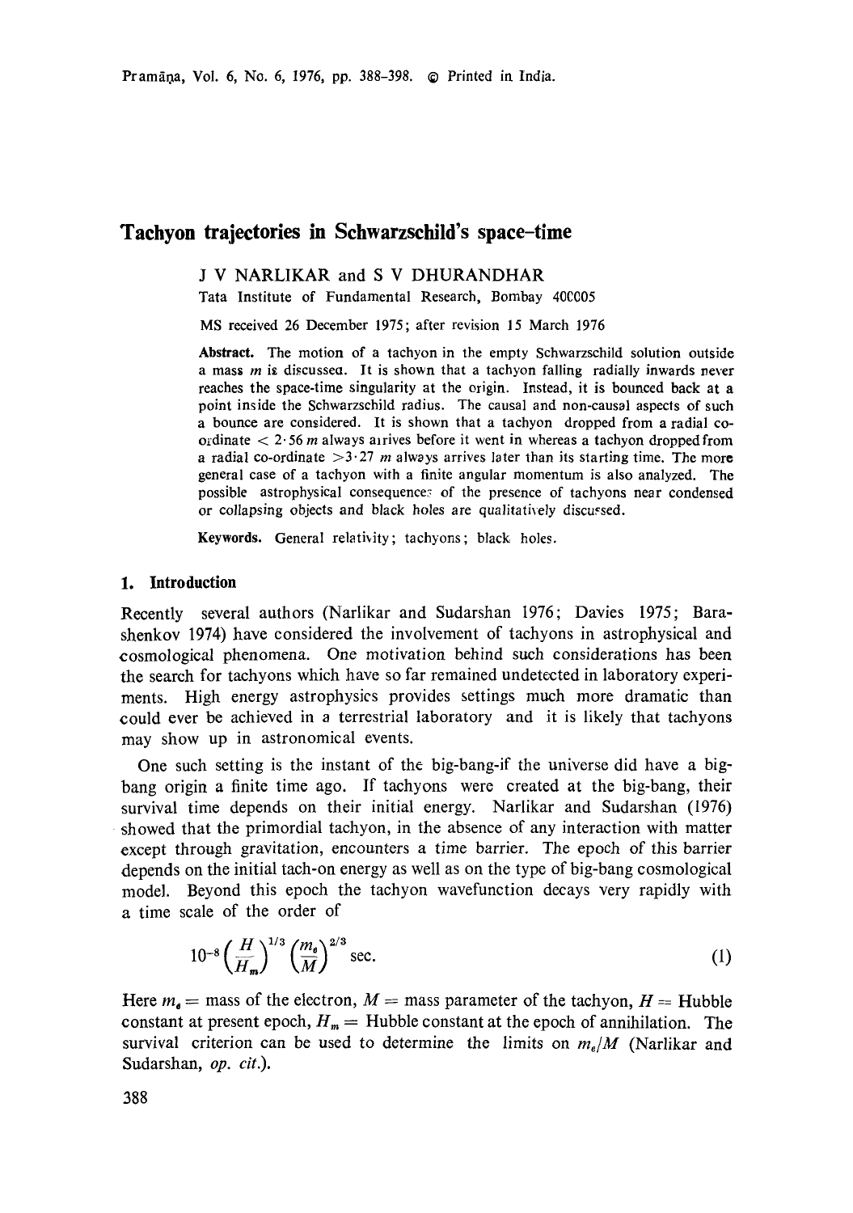# Tachyon trajectories in Schwarzschild's space-time

J V NARLIKAR and S V DHURANDHAR

Tata Institute of Fundamental Research, Bombay 400005

MS received 26 December 1975; after revision 15 March 1976

**Abstract.** The motion of a tachyon in the empty Schwarzschild solution outside a mass $m$ is discussed. It is shown that a tachyon falling radially inwards never reaches the space-time singularity at the origin. Instead, it is bounced back at a point inside the Schwarzschild radius. The causal and non-causal aspects of such a bounce are considered. It is shown that a tachyon dropped from a radial co-ordinate $< 2 \cdot 56\, m$ always arrives before it went in whereas a tachyon dropped from a radial co-ordinate $> 3 \cdot 27\, m$ always arrives later than its starting time. The more general case of a tachyon with a finite angular momentum is also analyzed. The possible astrophysical consequences of the presence of tachyons near condensed or collapsing objects and black holes are qualitatively discussed.

**Keywords.** General relativity; tachyons; black holes.

## 1. Introduction

Recently several authors (Narlikar and Sudarshan 1976; Davies 1975; Barashenkov 1974) have considered the involvement of tachyons in astrophysical and cosmological phenomena. One motivation behind such considerations has been the search for tachyons which have so far remained undetected in laboratory experiments. High energy astrophysics provides settings much more dramatic than could ever be achieved in a terrestrial laboratory and it is likely that tachyons may show up in astronomical events.

One such setting is the instant of the big-bang-if the universe did have a big-bang origin a finite time ago. If tachyons were created at the big-bang, their survival time depends on their initial energy. Narlikar and Sudarshan (1976) showed that the primordial tachyon, in the absence of any interaction with matter except through gravitation, encounters a time barrier. The epoch of this barrier depends on the initial tach-on energy as well as on the type of big-bang cosmological model. Beyond this epoch the tachyon wavefunction decays very rapidly with a time scale of the order of

$$10^{-8}\left(\frac{H}{H_m}\right)^{1/3}\left(\frac{m_e}{M}\right)^{2/3} \text{sec.} \tag{1}$$

Here $m_e =$ mass of the electron, $M =$ mass parameter of the tachyon, $H =$ Hubble constant at present epoch, $H_m =$ Hubble constant at the epoch of annihilation. The survival criterion can be used to determine the limits on $m_e/M$ (Narlikar and Sudarshan, *op. cit.*).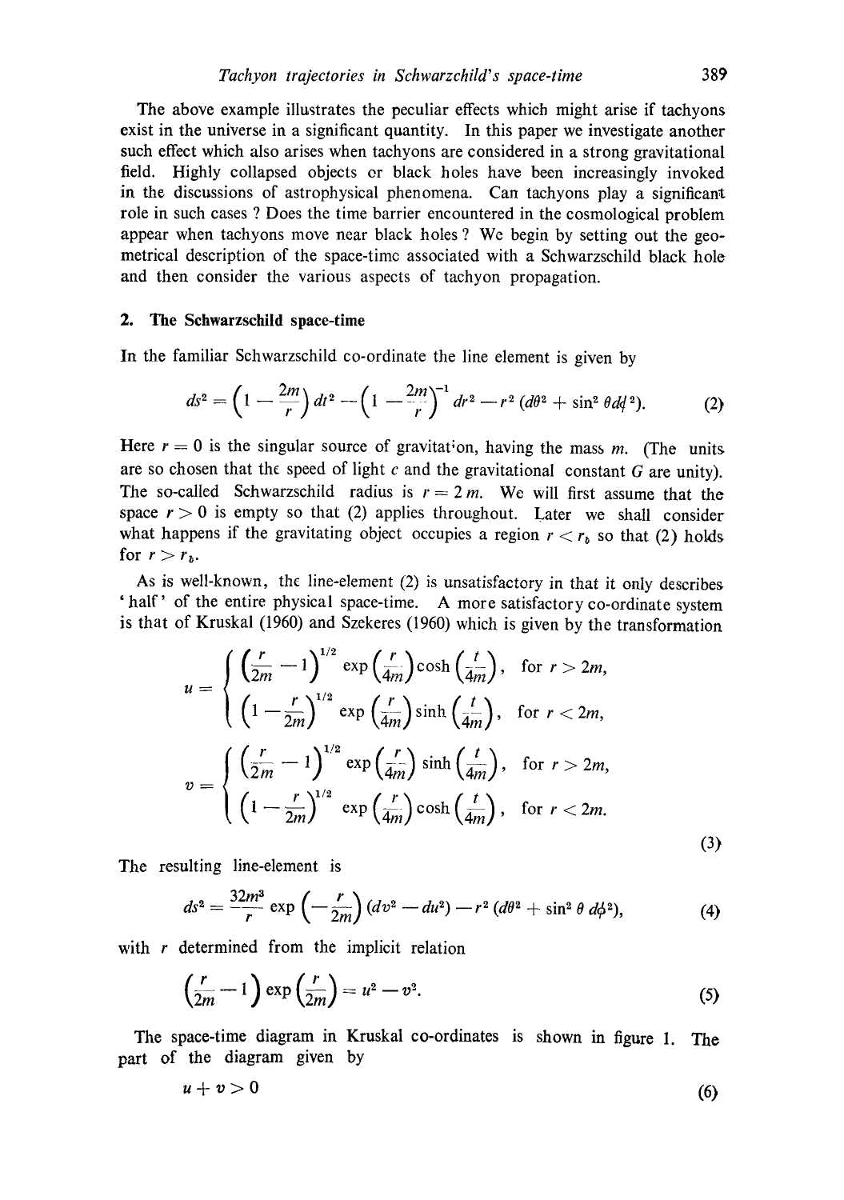The above example illustrates the peculiar effects which might arise if tachyons exist in the universe in a significant quantity. In this paper we investigate another such effect which also arises when tachyons are considered in a strong gravitational field. Highly collapsed objects or black holes have been increasingly invoked in the discussions of astrophysical phenomena. Can tachyons play a significant role in such cases ? Does the time barrier encountered in the cosmological problem appear when tachyons move near black holes ? We begin by setting out the geometrical description of the space-time associated with a Schwarzschild black hole and then consider the various aspects of tachyon propagation.

## 2. The Schwarzschild space-time

In the familiar Schwarzschild co-ordinate the line element is given by

$$ds^2 = \left(1 - \frac{2m}{r}\right) dt^2 - \left(1 - \frac{2m}{r}\right)^{-1} dr^2 - r^2 \left(d\theta^2 + \sin^2 \theta d\phi^2\right). \tag{2}$$

Here $r = 0$ is the singular source of gravitation, having the mass $m$. (The units are so chosen that the speed of light $c$ and the gravitational constant $G$ are unity). The so-called Schwarzschild radius is $r = 2m$. We will first assume that the space $r > 0$ is empty so that (2) applies throughout. Later we shall consider what happens if the gravitating object occupies a region $r < r_b$ so that (2) holds for $r > r_b$.

As is well-known, the line-element (2) is unsatisfactory in that it only describes 'half' of the entire physical space-time. A more satisfactory co-ordinate system is that of Kruskal (1960) and Szekeres (1960) which is given by the transformation

$$u = \begin{cases} \left(\dfrac{r}{2m} - 1\right)^{1/2} \exp\left(\dfrac{r}{4m}\right) \cosh\left(\dfrac{t}{4m}\right), & \text{for } r > 2m, \\ \left(1 - \dfrac{r}{2m}\right)^{1/2} \exp\left(\dfrac{r}{4m}\right) \sinh\left(\dfrac{t}{4m}\right), & \text{for } r < 2m, \end{cases}$$

$$v = \begin{cases} \left(\dfrac{r}{2m} - 1\right)^{1/2} \exp\left(\dfrac{r}{4m}\right) \sinh\left(\dfrac{t}{4m}\right), & \text{for } r > 2m, \\ \left(1 - \dfrac{r}{2m}\right)^{1/2} \exp\left(\dfrac{r}{4m}\right) \cosh\left(\dfrac{t}{4m}\right), & \text{for } r < 2m. \end{cases} \tag{3}$$

The resulting line-element is

$$ds^2 = \frac{32m^3}{r} \exp\left(-\frac{r}{2m}\right) (dv^2 - du^2) - r^2 \left(d\theta^2 + \sin^2 \theta \, d\phi^2\right), \tag{4}$$

with $r$ determined from the implicit relation

$$\left(\frac{r}{2m} - 1\right) \exp\left(\frac{r}{2m}\right) = u^2 - v^2. \tag{5}$$

The space-time diagram in Kruskal co-ordinates is shown in figure 1. The part of the diagram given by

$$u + v > 0 \tag{6}$$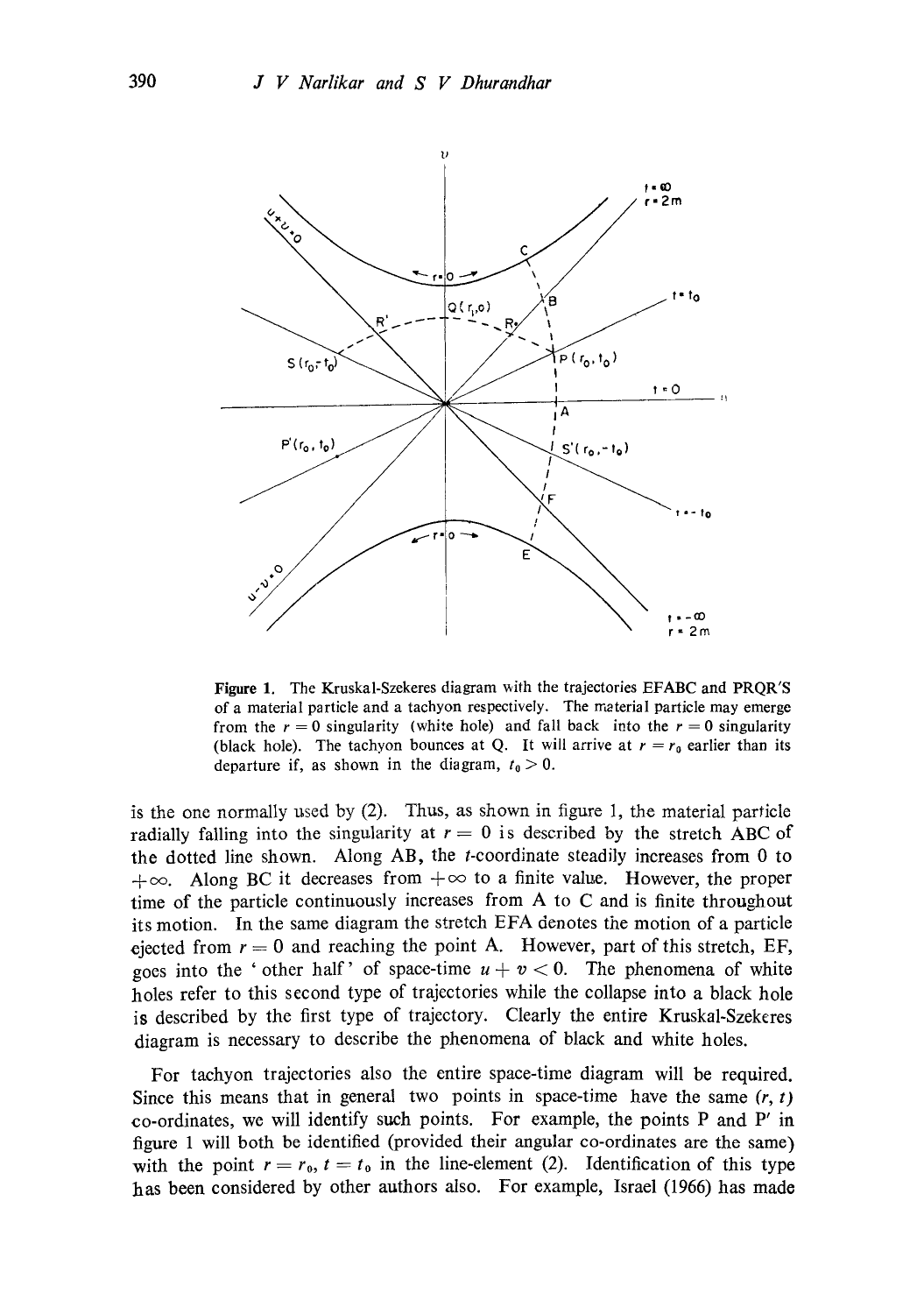**Figure 1.** The Kruskal-Szekeres diagram with the trajectories EFABC and PRQR′S of a material particle and a tachyon respectively. The material particle may emerge from the $r = 0$ singularity (white hole) and fall back into the $r = 0$ singularity (black hole). The tachyon bounces at Q. It will arrive at $r = r_0$ earlier than its departure if, as shown in the diagram, $t_0 > 0$.

is the one normally used by (2). Thus, as shown in figure 1, the material particle radially falling into the singularity at $r = 0$ is described by the stretch ABC of the dotted line shown. Along AB, the $t$-coordinate steadily increases from 0 to $+\infty$. Along BC it decreases from $+\infty$ to a finite value. However, the proper time of the particle continuously increases from A to C and is finite throughout its motion. In the same diagram the stretch EFA denotes the motion of a particle ejected from $r = 0$ and reaching the point A. However, part of this stretch, EF, goes into the 'other half' of space-time $u + v < 0$. The phenomena of white holes refer to this second type of trajectories while the collapse into a black hole is described by the first type of trajectory. Clearly the entire Kruskal-Szekeres diagram is necessary to describe the phenomena of black and white holes.

For tachyon trajectories also the entire space-time diagram will be required. Since this means that in general two points in space-time have the same $(r, t)$ co-ordinates, we will identify such points. For example, the points P and P′ in figure 1 will both be identified (provided their angular co-ordinates are the same) with the point $r = r_0$, $t = t_0$ in the line-element (2). Identification of this type has been considered by other authors also. For example, Israel (1966) has made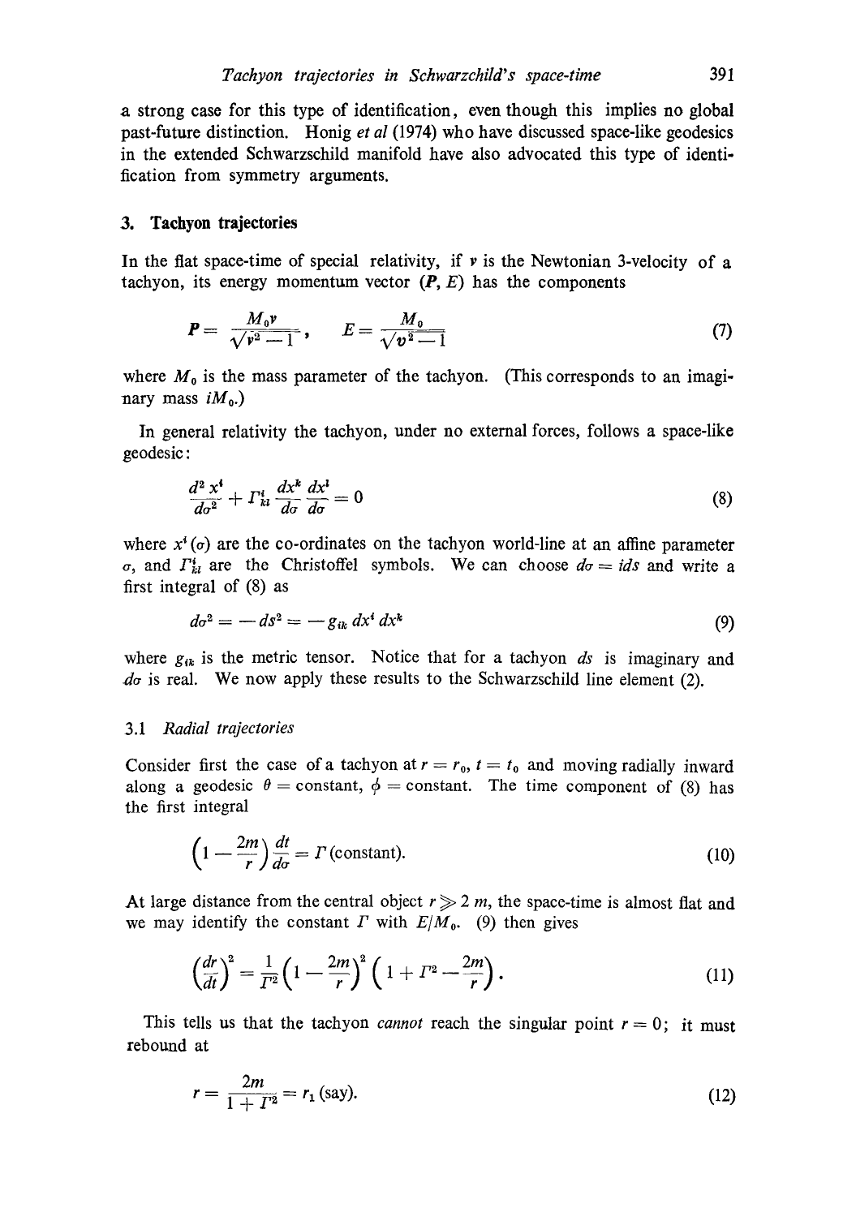a strong case for this type of identification, even though this implies no global past-future distinction. Honig *et al* (1974) who have discussed space-like geodesics in the extended Schwarzschild manifold have also advocated this type of identification from symmetry arguments.

## 3. Tachyon trajectories

In the flat space-time of special relativity, if $\boldsymbol{v}$ is the Newtonian 3-velocity of a tachyon, its energy momentum vector $(\boldsymbol{P}, E)$ has the components

$$\boldsymbol{P} = \frac{M_0 \boldsymbol{v}}{\sqrt{v^2 - 1}}, \qquad E = \frac{M_0}{\sqrt{v^2 - 1}} \tag{7}$$

where $M_0$ is the mass parameter of the tachyon. (This corresponds to an imaginary mass $iM_0$.)

In general relativity the tachyon, under no external forces, follows a space-like geodesic:

$$\frac{d^2 x^i}{d\sigma^2} + \Gamma^i_{kl} \frac{dx^k}{d\sigma} \frac{dx^l}{d\sigma} = 0 \tag{8}$$

where $x^i(\sigma)$ are the co-ordinates on the tachyon world-line at an affine parameter $\sigma$, and $\Gamma^i_{kl}$ are the Christoffel symbols. We can choose $d\sigma = i ds$ and write a first integral of (8) as

$$d\sigma^2 = -ds^2 = -g_{ik}\, dx^i\, dx^k \tag{9}$$

where $g_{ik}$ is the metric tensor. Notice that for a tachyon $ds$ is imaginary and $d\sigma$ is real. We now apply these results to the Schwarzschild line element (2).

### 3.1 *Radial trajectories*

Consider first the case of a tachyon at $r = r_0$, $t = t_0$ and moving radially inward along a geodesic $\theta = \text{constant}$, $\phi = \text{constant}$. The time component of (8) has the first integral

$$\left(1 - \frac{2m}{r}\right) \frac{dt}{d\sigma} = \Gamma\, (\text{constant}). \tag{10}$$

At large distance from the central object $r \gg 2\,m$, the space-time is almost flat and we may identify the constant $\Gamma$ with $E/M_0$. (9) then gives

$$\left(\frac{dr}{dt}\right)^2 = \frac{1}{\Gamma^2}\left(1 - \frac{2m}{r}\right)^2 \left(1 + \Gamma^2 - \frac{2m}{r}\right). \tag{11}$$

This tells us that the tachyon *cannot* reach the singular point $r = 0$; it must rebound at

$$r = \frac{2m}{1 + \Gamma^2} = r_1\, (\text{say}). \tag{12}$$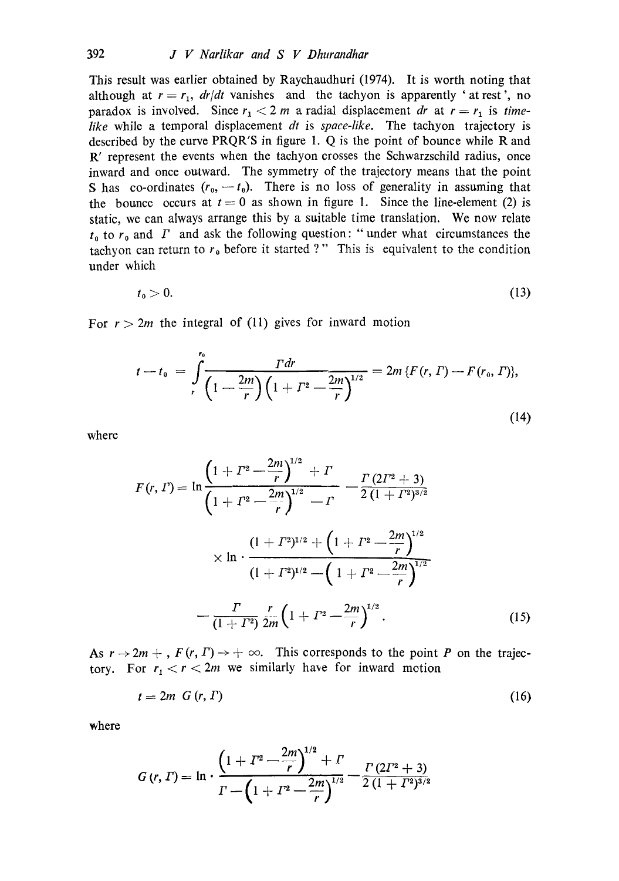This result was earlier obtained by Raychaudhuri (1974). It is worth noting that although at $r = r_1$, $dr/dt$ vanishes and the tachyon is apparently 'at rest', no paradox is involved. Since $r_1 < 2m$ a radial displacement $dr$ at $r = r_1$ is *time-like* while a temporal displacement $dt$ is *space-like*. The tachyon trajectory is described by the curve PRQR′S in figure 1. Q is the point of bounce while R and R′ represent the events when the tachyon crosses the Schwarzschild radius, once inward and once outward. The symmetry of the trajectory means that the point S has co-ordinates $(r_0, -t_0)$. There is no loss of generality in assuming that the bounce occurs at $t = 0$ as shown in figure 1. Since the line-element (2) is static, we can always arrange this by a suitable time translation. We now relate $t_0$ to $r_0$ and $\Gamma$ and ask the following question: "under what circumstances the tachyon can return to $r_0$ before it started ?" This is equivalent to the condition under which

$$t_0 > 0. \tag{13}$$

For $r > 2m$ the integral of (11) gives for inward motion

$$t - t_0 = \int_r^{r_0} \frac{\Gamma dr}{\left(1 - \frac{2m}{r}\right)\left(1 + \Gamma^2 - \frac{2m}{r}\right)^{1/2}} = 2m\{F(r, \Gamma) - F(r_0, \Gamma)\}, \tag{14}$$

where

$$F(r, \Gamma) = \ln \frac{\left(1 + \Gamma^2 - \frac{2m}{r}\right)^{1/2} + \Gamma}{\left(1 + \Gamma^2 - \frac{2m}{r}\right)^{1/2} - \Gamma} - \frac{\Gamma(2\Gamma^2 + 3)}{2(1 + \Gamma^2)^{3/2}} \times \ln \cdot \frac{(1 + \Gamma^2)^{1/2} + \left(1 + \Gamma^2 - \frac{2m}{r}\right)^{1/2}}{(1 + \Gamma^2)^{1/2} - \left(1 + \Gamma^2 - \frac{2m}{r}\right)^{1/2}} - \frac{\Gamma}{(1 + \Gamma^2)} \frac{r}{2m}\left(1 + \Gamma^2 - \frac{2m}{r}\right)^{1/2}. \tag{15}$$

As $r \to 2m +$, $F(r, \Gamma) \to +\infty$. This corresponds to the point $P$ on the trajectory. For $r_1 < r < 2m$ we similarly have for inward motion

$$t = 2m\, G(r, \Gamma) \tag{16}$$

where

$$G(r, \Gamma) = \ln \cdot \frac{\left(1 + \Gamma^2 - \frac{2m}{r}\right)^{1/2} + \Gamma}{\Gamma - \left(1 + \Gamma^2 - \frac{2m}{r}\right)^{1/2}} - \frac{\Gamma(2\Gamma^2 + 3)}{2(1 + \Gamma^2)^{3/2}}$$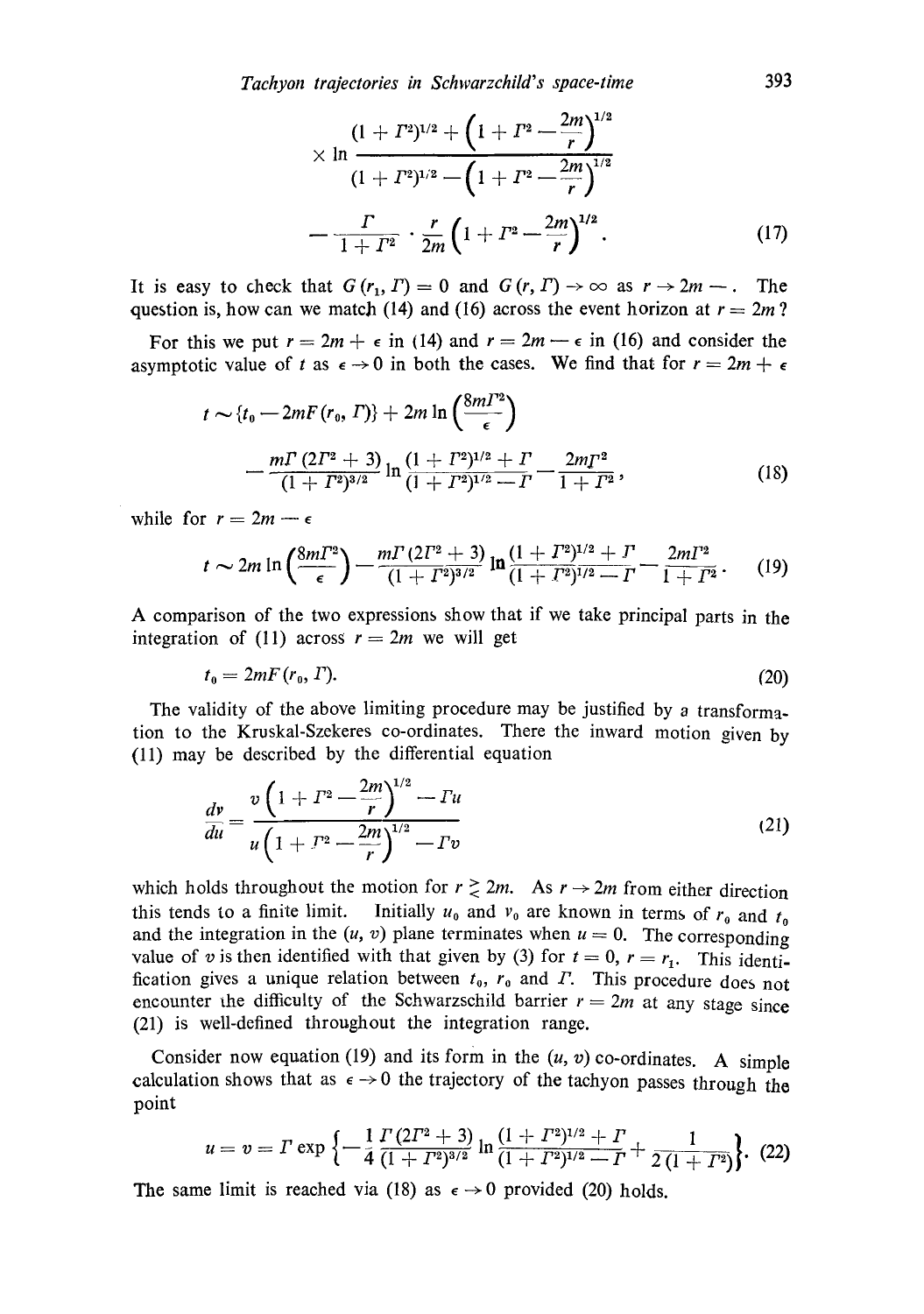$$\times \ln \frac{(1+\Gamma^2)^{1/2} + \left(1+\Gamma^2 - \frac{2m}{r}\right)^{1/2}}{(1+\Gamma^2)^{1/2} - \left(1+\Gamma^2 - \frac{2m}{r}\right)^{1/2}}$$

$$- \frac{\Gamma}{1+\Gamma^2} \cdot \frac{r}{2m}\left(1+\Gamma^2 - \frac{2m}{r}\right)^{1/2}. \tag{17}$$

It is easy to check that $G(r_1, \Gamma) = 0$ and $G(r, \Gamma) \to \infty$ as $r \to 2m -$. The question is, how can we match (14) and (16) across the event horizon at $r = 2m$?

For this we put $r = 2m + \epsilon$ in (14) and $r = 2m - \epsilon$ in (16) and consider the asymptotic value of $t$ as $\epsilon \to 0$ in both the cases. We find that for $r = 2m + \epsilon$

$$t \sim \{t_0 - 2mF(r_0, \Gamma)\} + 2m \ln\left(\frac{8m\Gamma^2}{\epsilon}\right)$$

$$- \frac{m\Gamma(2\Gamma^2+3)}{(1+\Gamma^2)^{3/2}} \ln \frac{(1+\Gamma^2)^{1/2} + \Gamma}{(1+\Gamma^2)^{1/2} - \Gamma} - \frac{2m\Gamma^2}{1+\Gamma^2}, \tag{18}$$

while for $r = 2m - \epsilon$

$$t \sim 2m \ln\left(\frac{8m\Gamma^2}{\epsilon}\right) - \frac{m\Gamma(2\Gamma^2+3)}{(1+\Gamma^2)^{3/2}} \ln \frac{(1+\Gamma^2)^{1/2} + \Gamma}{(1+\Gamma^2)^{1/2} - \Gamma} - \frac{2m\Gamma^2}{1+\Gamma^2}. \tag{19}$$

A comparison of the two expressions show that if we take principal parts in the integration of (11) across $r = 2m$ we will get

$$t_0 = 2mF(r_0, \Gamma). \tag{20}$$

The validity of the above limiting procedure may be justified by a transformation to the Kruskal-Szekeres co-ordinates. There the inward motion given by (11) may be described by the differential equation

$$\frac{dv}{du} = \frac{v\left(1+\Gamma^2 - \frac{2m}{r}\right)^{1/2} - \Gamma u}{u\left(1+\Gamma^2 - \frac{2m}{r}\right)^{1/2} - \Gamma v} \tag{21}$$

which holds throughout the motion for $r \gtrless 2m$. As $r \to 2m$ from either direction this tends to a finite limit. Initially $u_0$ and $v_0$ are known in terms of $r_0$ and $t_0$ and the integration in the $(u, v)$ plane terminates when $u = 0$. The corresponding value of $v$ is then identified with that given by (3) for $t = 0$, $r = r_1$. This identification gives a unique relation between $t_0$, $r_0$ and $\Gamma$. This procedure does not encounter the difficulty of the Schwarzschild barrier $r = 2m$ at any stage since (21) is well-defined throughout the integration range.

Consider now equation (19) and its form in the $(u, v)$ co-ordinates. A simple calculation shows that as $\epsilon \to 0$ the trajectory of the tachyon passes through the point

$$u = v = \Gamma \exp\left\{-\frac{1}{4}\frac{\Gamma(2\Gamma^2+3)}{(1+\Gamma^2)^{3/2}} \ln \frac{(1+\Gamma^2)^{1/2} + \Gamma}{(1+\Gamma^2)^{1/2} - \Gamma} + \frac{1}{2(1+\Gamma^2)}\right\}. \tag{22}$$

The same limit is reached via (18) as $\epsilon \to 0$ provided (20) holds.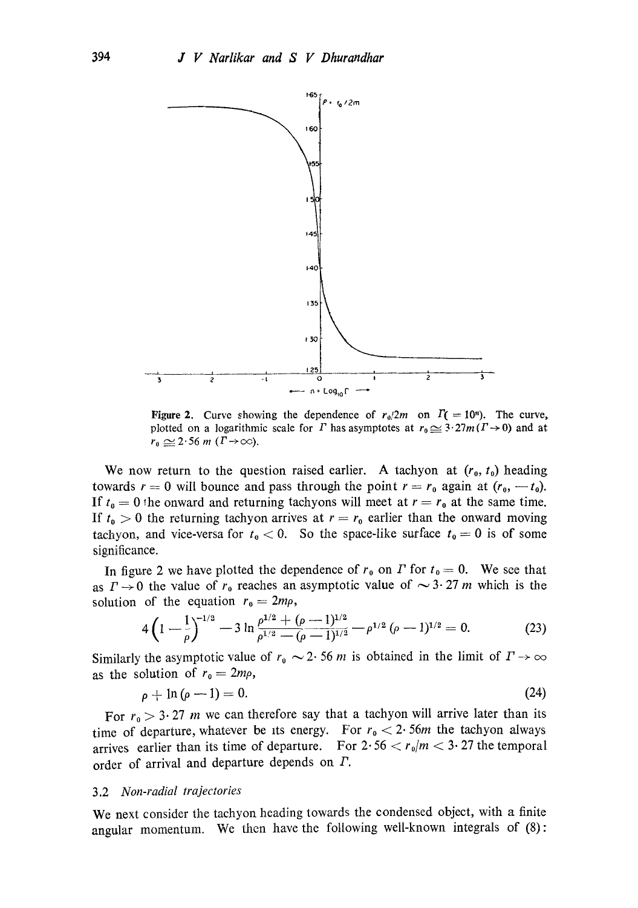Figure 2. Curve showing the dependence of $r_0/2m$ on $\Gamma(=10^n)$. The curve, plotted on a logarithmic scale for $\Gamma$ has asymptotes at $r_0 \simeq 3 \cdot 27m (\Gamma \to 0)$ and at $r_0 \simeq 2 \cdot 56\, m\ (\Gamma \to \infty)$.

We now return to the question raised earlier. A tachyon at $(r_0, t_0)$ heading towards $r = 0$ will bounce and pass through the point $r = r_0$ again at $(r_0, -t_0)$. If $t_0 = 0$ the onward and returning tachyons will meet at $r = r_0$ at the same time. If $t_0 > 0$ the returning tachyon arrives at $r = r_0$ earlier than the onward moving tachyon, and vice-versa for $t_0 < 0$. So the space-like surface $t_0 = 0$ is of some significance.

In figure 2 we have plotted the dependence of $r_0$ on $\Gamma$ for $t_0 = 0$. We see that as $\Gamma \to 0$ the value of $r_0$ reaches an asymptotic value of $\sim 3 \cdot 27\, m$ which is the solution of the equation $r_0 = 2m\rho$,

$$4\left(1 - \frac{1}{\rho}\right)^{-1/2} - 3 \ln \frac{\rho^{1/2} + (\rho - 1)^{1/2}}{\rho^{1/2} - (\rho - 1)^{1/2}} - \rho^{1/2} (\rho - 1)^{1/2} = 0. \tag{23}$$

Similarly the asymptotic value of $r_0 \sim 2 \cdot 56\, m$ is obtained in the limit of $\Gamma \to \infty$ as the solution of $r_0 = 2m\rho$,

$$\rho + \ln (\rho - 1) = 0. \tag{24}$$

For $r_0 > 3 \cdot 27\, m$ we can therefore say that a tachyon will arrive later than its time of departure, whatever be its energy. For $r_0 < 2 \cdot 56m$ the tachyon always arrives earlier than its time of departure. For $2 \cdot 56 < r_0/m < 3 \cdot 27$ the temporal order of arrival and departure depends on $\Gamma$.

### 3.2 *Non-radial trajectories*

We next consider the tachyon heading towards the condensed object, with a finite angular momentum. We then have the following well-known integrals of (8):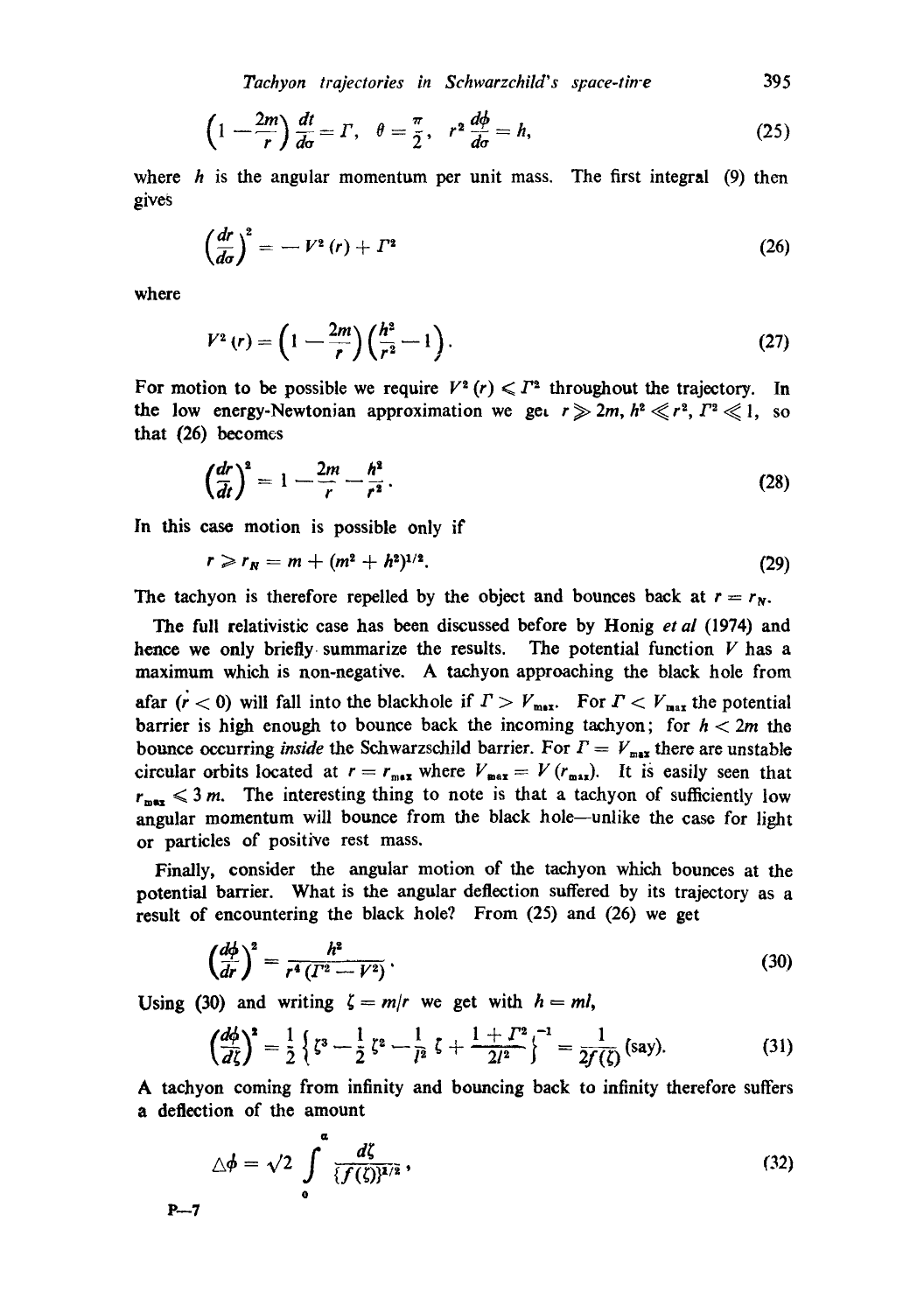$$\left(1 - \frac{2m}{r}\right)\frac{dt}{d\sigma} = \Gamma, \quad \theta = \frac{\pi}{2}, \quad r^2 \frac{d\phi}{d\sigma} = h, \tag{25}$$

where $h$ is the angular momentum per unit mass. The first integral (9) then gives

$$\left(\frac{dr}{d\sigma}\right)^2 = -V^2(r) + \Gamma^2 \tag{26}$$

where

$$V^2(r) = \left(1 - \frac{2m}{r}\right)\left(\frac{h^2}{r^2} - 1\right). \tag{27}$$

For motion to be possible we require $V^2(r) \leqslant \Gamma^2$ throughout the trajectory. In the low energy-Newtonian approximation we get $r \gg 2m$, $h^2 \ll r^2$, $\Gamma^2 \ll 1$, so that (26) becomes

$$\left(\frac{dr}{dt}\right)^2 = 1 - \frac{2m}{r} - \frac{h^2}{r^2}. \tag{28}$$

In this case motion is possible only if

$$r \geqslant r_N = m + (m^2 + h^2)^{1/2}. \tag{29}$$

The tachyon is therefore repelled by the object and bounces back at $r = r_N$.

The full relativistic case has been discussed before by Honig *et al* (1974) and hence we only briefly summarize the results. The potential function $V$ has a maximum which is non-negative. A tachyon approaching the black hole from afar ($\dot{r} < 0$) will fall into the blackhole if $\Gamma > V_{max}$. For $\Gamma < V_{max}$ the potential barrier is high enough to bounce back the incoming tachyon; for $h < 2m$ the bounce occurring *inside* the Schwarzschild barrier. For $\Gamma = V_{max}$ there are unstable circular orbits located at $r = r_{max}$ where $V_{max} = V(r_{max})$. It is easily seen that $r_{max} \leqslant 3m$. The interesting thing to note is that a tachyon of sufficiently low angular momentum will bounce from the black hole—unlike the case for light or particles of positive rest mass.

Finally, consider the angular motion of the tachyon which bounces at the potential barrier. What is the angular deflection suffered by its trajectory as a result of encountering the black hole? From (25) and (26) we get

$$\left(\frac{d\phi}{dr}\right)^2 = \frac{h^2}{r^4(\Gamma^2 - V^2)}. \tag{30}$$

Using (30) and writing $\zeta = m/r$ we get with $h = ml$,

$$\left(\frac{d\phi}{d\zeta}\right)^2 = \frac{1}{2}\left\{\zeta^3 - \frac{1}{2}\zeta^2 - \frac{1}{l^2}\zeta + \frac{1 + \Gamma^2}{2l^2}\right\}^{-1} = \frac{1}{2f(\zeta)} \text{ (say)}. \tag{31}$$

A tachyon coming from infinity and bouncing back to infinity therefore suffers a deflection of the amount

$$\triangle\phi = \sqrt{2} \int_0^a \frac{d\zeta}{\{f(\zeta)\}^{1/2}}, \tag{32}$$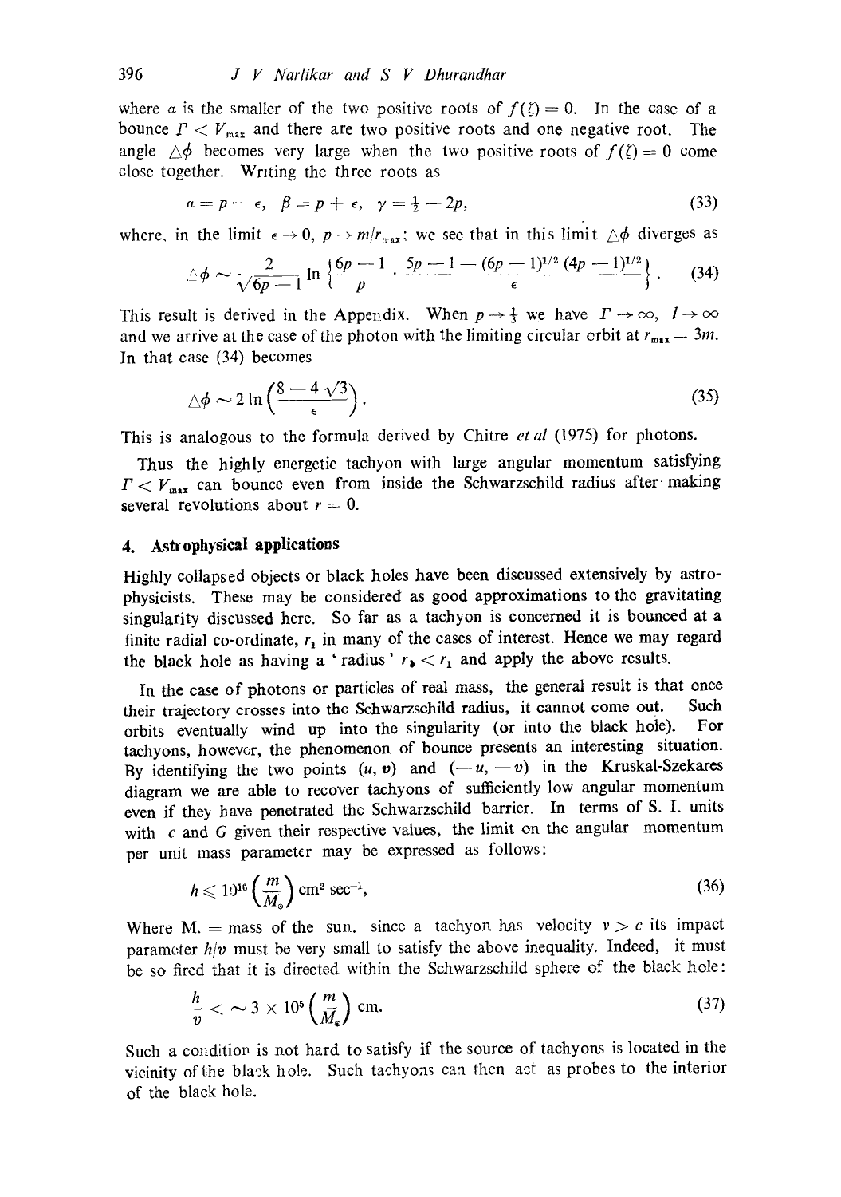where $a$ is the smaller of the two positive roots of $f(\zeta) = 0$. In the case of a bounce $\Gamma < V_{max}$ and there are two positive roots and one negative root. The angle $\triangle\phi$ becomes very large when the two positive roots of $f(\zeta) = 0$ come close together. Writing the three roots as

$$\alpha = p - \epsilon, \quad \beta = p + \epsilon, \quad \gamma = \tfrac{1}{2} - 2p, \tag{33}$$

where, in the limit $\epsilon \to 0$, $p \to m/r_{max}$; we see that in this limit $\triangle\phi$ diverges as

$$\triangle\phi \sim \frac{2}{\sqrt{6p-1}} \ln \left\{ \frac{6p-1}{p} \cdot \frac{5p - 1 - (6p-1)^{1/2}(4p-1)^{1/2}}{\epsilon} \right\}. \tag{34}$$

This result is derived in the Appendix. When $p \to \frac{1}{3}$ we have $\Gamma \to \infty$, $l \to \infty$ and we arrive at the case of the photon with the limiting circular orbit at $r_{max} = 3m$. In that case (34) becomes

$$\triangle\phi \sim 2 \ln \left( \frac{8 - 4\sqrt{3}}{\epsilon} \right). \tag{35}$$

This is analogous to the formula derived by Chitre *et al* (1975) for photons.

Thus the highly energetic tachyon with large angular momentum satisfying $\Gamma < V_{max}$ can bounce even from inside the Schwarzschild radius after making several revolutions about $r = 0$.

## 4. Astrophysical applications

Highly collapsed objects or black holes have been discussed extensively by astrophysicists. These may be considered as good approximations to the gravitating singularity discussed here. So far as a tachyon is concerned it is bounced at a finite radial co-ordinate, $r_1$ in many of the cases of interest. Hence we may regard the black hole as having a 'radius' $r_b < r_1$ and apply the above results.

In the case of photons or particles of real mass, the general result is that once their trajectory crosses into the Schwarzschild radius, it cannot come out. Such orbits eventually wind up into the singularity (or into the black hole). For tachyons, however, the phenomenon of bounce presents an interesting situation. By identifying the two points $(u, v)$ and $(-u, -v)$ in the Kruskal-Szekares diagram we are able to recover tachyons of sufficiently low angular momentum even if they have penetrated the Schwarzschild barrier. In terms of S. I. units with $c$ and $G$ given their respective values, the limit on the angular momentum per unit mass parameter may be expressed as follows:

$$h \leqslant 10^{16} \left( \frac{m}{M_\odot} \right) \text{cm}^2 \text{ sec}^{-1}, \tag{36}$$

Where $M_\odot$ = mass of the sun. since a tachyon has velocity $v > c$ its impact parameter $h/v$ must be very small to satisfy the above inequality. Indeed, it must be so fired that it is directed within the Schwarzschild sphere of the black hole:

$$\frac{h}{v} < \sim 3 \times 10^5 \left( \frac{m}{M_\odot} \right) \text{cm}. \tag{37}$$

Such a condition is not hard to satisfy if the source of tachyons is located in the vicinity of the black hole. Such tachyons can then act as probes to the interior of the black hole.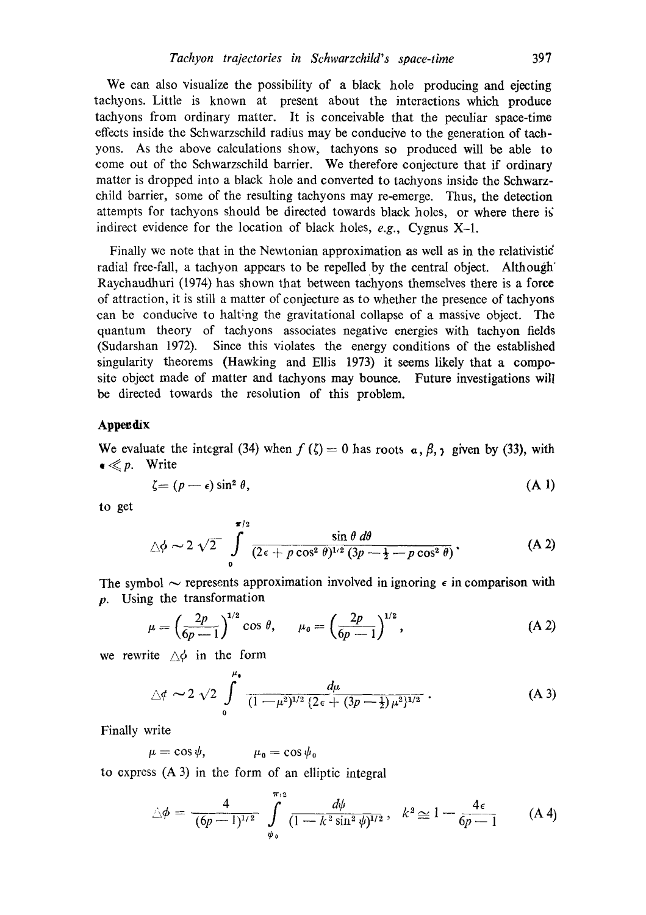We can also visualize the possibility of a black hole producing and ejecting tachyons. Little is known at present about the interactions which produce tachyons from ordinary matter. It is conceivable that the peculiar space-time effects inside the Schwarzschild radius may be conducive to the generation of tachyons. As the above calculations show, tachyons so produced will be able to come out of the Schwarzschild barrier. We therefore conjecture that if ordinary matter is dropped into a black hole and converted to tachyons inside the Schwarzschild barrier, some of the resulting tachyons may re-emerge. Thus, the detection attempts for tachyons should be directed towards black holes, or where there is indirect evidence for the location of black holes, *e.g.*, Cygnus X–1.

Finally we note that in the Newtonian approximation as well as in the relativistic radial free-fall, a tachyon appears to be repelled by the central object. Although Raychaudhuri (1974) has shown that between tachyons themselves there is a force of attraction, it is still a matter of conjecture as to whether the presence of tachyons can be conducive to halting the gravitational collapse of a massive object. The quantum theory of tachyons associates negative energies with tachyon fields (Sudarshan 1972). Since this violates the energy conditions of the established singularity theorems (Hawking and Ellis 1973) it seems likely that a composite object made of matter and tachyons may bounce. Future investigations will be directed towards the resolution of this problem.

## Appendix

We evaluate the integral (34) when $f(\zeta) = 0$ has roots $\alpha, \beta, \gamma$ given by (33), with $\epsilon \ll p$. Write

$$\zeta = (p - \epsilon) \sin^2 \theta, \tag{A 1}$$

to get

$$\triangle\phi \sim 2\sqrt{2} \int_0^{\pi/2} \frac{\sin\theta \, d\theta}{(2\epsilon + p\cos^2\theta)^{1/2}(3p - \frac{1}{2} - p\cos^2\theta)}. \tag{A 2}$$

The symbol $\sim$ represents approximation involved in ignoring $\epsilon$ in comparison with $p$. Using the transformation

$$\mu = \left(\frac{2p}{6p-1}\right)^{1/2} \cos\theta, \qquad \mu_0 = \left(\frac{2p}{6p-1}\right)^{1/2}, \tag{A 2}$$

we rewrite $\triangle\phi$ in the form

$$\triangle\phi \sim 2\sqrt{2} \int_0^{\mu_0} \frac{d\mu}{(1-\mu^2)^{1/2}\{2\epsilon + (3p - \frac{1}{2})\mu^2\}^{1/2}}. \tag{A 3}$$

Finally write

$$\mu = \cos\psi, \qquad \mu_0 = \cos\psi_0$$

to express (A 3) in the form of an elliptic integral

$$\triangle\phi = \frac{4}{(6p-1)^{1/2}} \int_{\psi_0}^{\pi/2} \frac{d\psi}{(1 - k^2\sin^2\psi)^{1/2}}, \quad k^2 \simeq 1 - \frac{4\epsilon}{6p-1} \tag{A 4}$$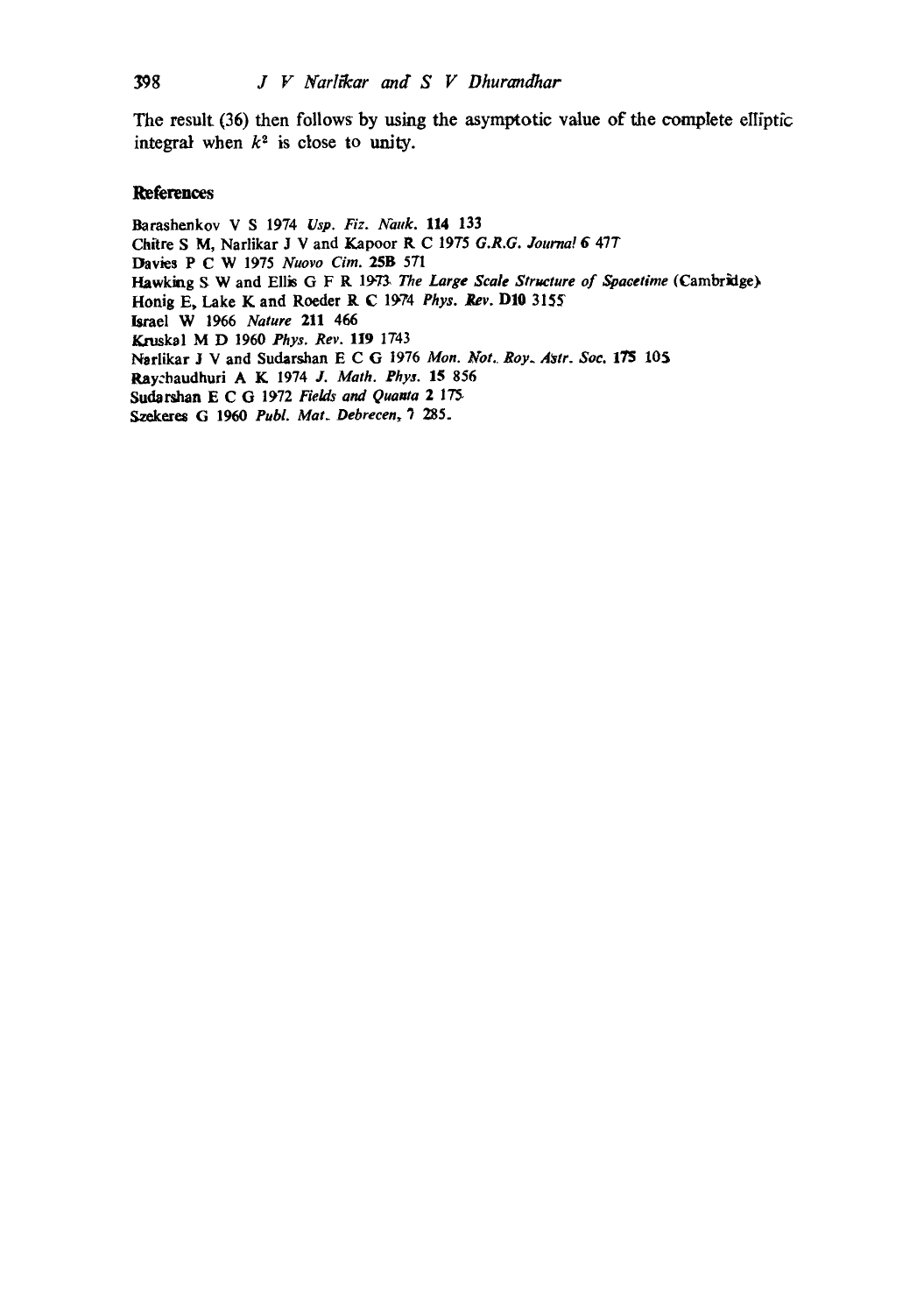The result (36) then follows by using the asymptotic value of the complete elliptic integral when $k^2$ is close to unity.

## References

Barashenkov V S 1974 *Usp. Fiz. Nauk.* **114** 133

Chitre S M, Narlikar J V and Kapoor R C 1975 *G.R.G. Journal* **6** 477

Davies P C W 1975 *Nuovo Cim.* **25B** 571

Hawking S W and Ellis G F R 1973 *The Large Scale Structure of Spacetime* (Cambridge)

Honig E, Lake K and Roeder R C 1974 *Phys. Rev.* **D10** 3155

Israel W 1966 *Nature* **211** 466

Kruskal M D 1960 *Phys. Rev.* **119** 1743

Narlikar J V and Sudarshan E C G 1976 *Mon. Not. Roy. Astr. Soc.* **175** 105

Raychaudhuri A K 1974 *J. Math. Phys.* **15** 856

Sudarshan E C G 1972 *Fields and Quanta* **2** 175

Szekeres G 1960 *Publ. Mat. Debrecen,* **7** 285.